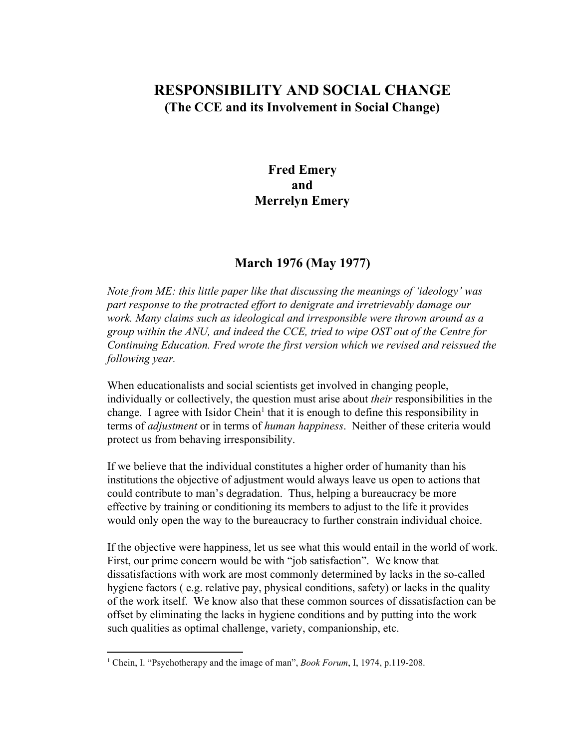# RESPONSIBILITY AND SOCIAL CHANGE

## (The CCE and its Involvement in Social Change)

**Fred Emery**
**and**
**Merrelyn Emery**

**March 1976 (May 1977)**

*Note from ME: this little paper like that discussing the meanings of 'ideology' was part response to the protracted effort to denigrate and irretrievably damage our work. Many claims such as ideological and irresponsible were thrown around as a group within the ANU, and indeed the CCE, tried to wipe OST out of the Centre for Continuing Education. Fred wrote the first version which we revised and reissued the following year.*

When educationalists and social scientists get involved in changing people, individually or collectively, the question must arise about *their* responsibilities in the change. I agree with Isidor Chein[1] that it is enough to define this responsibility in terms of *adjustment* or in terms of *human happiness*. Neither of these criteria would protect us from behaving irresponsibility.

If we believe that the individual constitutes a higher order of humanity than his institutions the objective of adjustment would always leave us open to actions that could contribute to man's degradation. Thus, helping a bureaucracy be more effective by training or conditioning its members to adjust to the life it provides would only open the way to the bureaucracy to further constrain individual choice.

If the objective were happiness, let us see what this would entail in the world of work. First, our prime concern would be with "job satisfaction". We know that dissatisfactions with work are most commonly determined by lacks in the so-called hygiene factors ( e.g. relative pay, physical conditions, safety) or lacks in the quality of the work itself. We know also that these common sources of dissatisfaction can be offset by eliminating the lacks in hygiene conditions and by putting into the work such qualities as optimal challenge, variety, companionship, etc.

---

[1] Chein, I. "Psychotherapy and the image of man", *Book Forum*, I, 1974, p.119-208.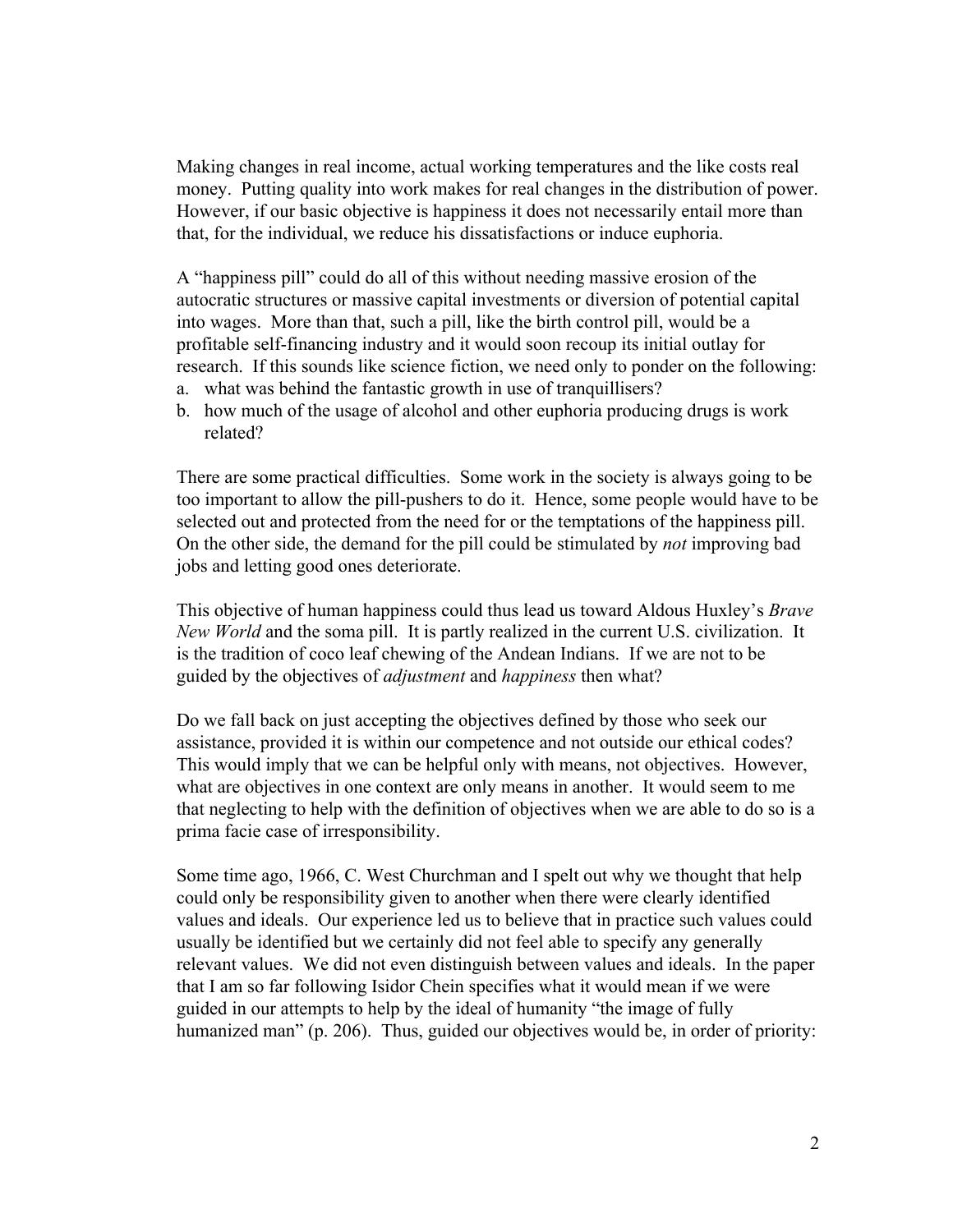Making changes in real income, actual working temperatures and the like costs real money. Putting quality into work makes for real changes in the distribution of power. However, if our basic objective is happiness it does not necessarily entail more than that, for the individual, we reduce his dissatisfactions or induce euphoria.

A "happiness pill" could do all of this without needing massive erosion of the autocratic structures or massive capital investments or diversion of potential capital into wages. More than that, such a pill, like the birth control pill, would be a profitable self-financing industry and it would soon recoup its initial outlay for research. If this sounds like science fiction, we need only to ponder on the following:

a. what was behind the fantastic growth in use of tranquillisers?
b. how much of the usage of alcohol and other euphoria producing drugs is work related?

There are some practical difficulties. Some work in the society is always going to be too important to allow the pill-pushers to do it. Hence, some people would have to be selected out and protected from the need for or the temptations of the happiness pill. On the other side, the demand for the pill could be stimulated by *not* improving bad jobs and letting good ones deteriorate.

This objective of human happiness could thus lead us toward Aldous Huxley's *Brave New World* and the soma pill. It is partly realized in the current U.S. civilization. It is the tradition of coco leaf chewing of the Andean Indians. If we are not to be guided by the objectives of *adjustment* and *happiness* then what?

Do we fall back on just accepting the objectives defined by those who seek our assistance, provided it is within our competence and not outside our ethical codes? This would imply that we can be helpful only with means, not objectives. However, what are objectives in one context are only means in another. It would seem to me that neglecting to help with the definition of objectives when we are able to do so is a prima facie case of irresponsibility.

Some time ago, 1966, C. West Churchman and I spelt out why we thought that help could only be responsibility given to another when there were clearly identified values and ideals. Our experience led us to believe that in practice such values could usually be identified but we certainly did not feel able to specify any generally relevant values. We did not even distinguish between values and ideals. In the paper that I am so far following Isidor Chein specifies what it would mean if we were guided in our attempts to help by the ideal of humanity "the image of fully humanized man" (p. 206). Thus, guided our objectives would be, in order of priority: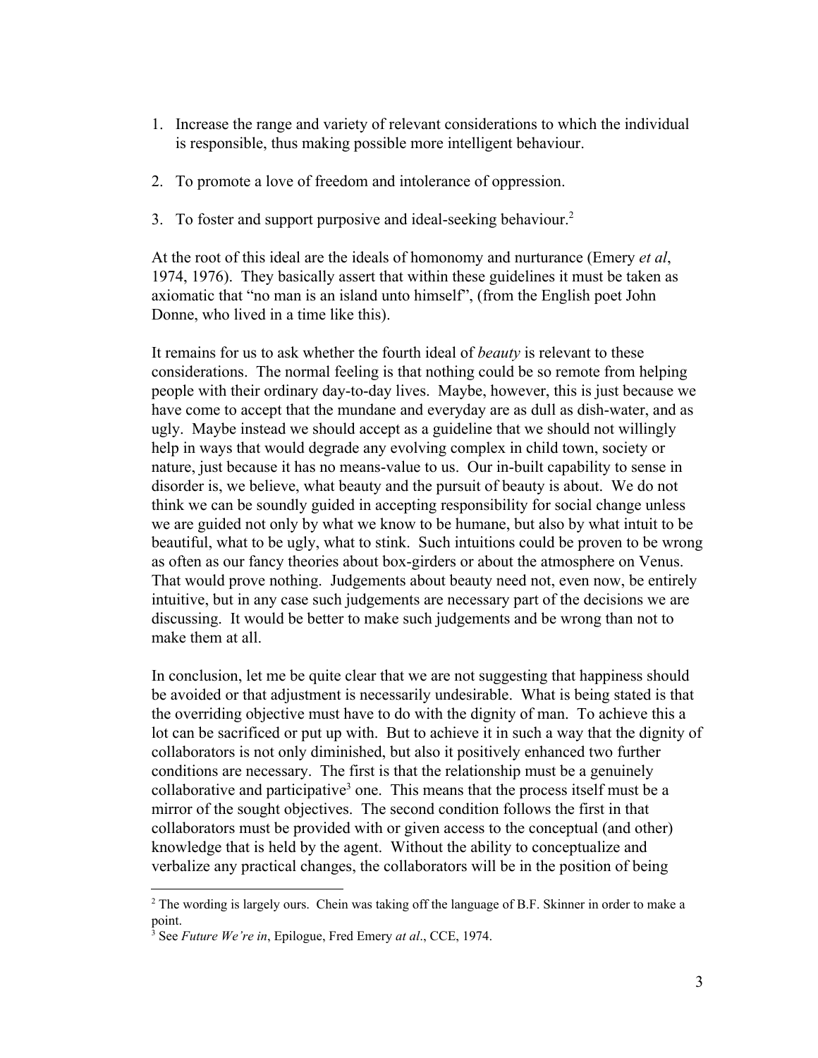1. Increase the range and variety of relevant considerations to which the individual is responsible, thus making possible more intelligent behaviour.

2. To promote a love of freedom and intolerance of oppression.

3. To foster and support purposive and ideal-seeking behaviour.[2]

At the root of this ideal are the ideals of homonomy and nurturance (Emery *et al*, 1974, 1976). They basically assert that within these guidelines it must be taken as axiomatic that "no man is an island unto himself", (from the English poet John Donne, who lived in a time like this).

It remains for us to ask whether the fourth ideal of *beauty* is relevant to these considerations. The normal feeling is that nothing could be so remote from helping people with their ordinary day-to-day lives. Maybe, however, this is just because we have come to accept that the mundane and everyday are as dull as dish-water, and as ugly. Maybe instead we should accept as a guideline that we should not willingly help in ways that would degrade any evolving complex in child town, society or nature, just because it has no means-value to us. Our in-built capability to sense in disorder is, we believe, what beauty and the pursuit of beauty is about. We do not think we can be soundly guided in accepting responsibility for social change unless we are guided not only by what we know to be humane, but also by what intuit to be beautiful, what to be ugly, what to stink. Such intuitions could be proven to be wrong as often as our fancy theories about box-girders or about the atmosphere on Venus. That would prove nothing. Judgements about beauty need not, even now, be entirely intuitive, but in any case such judgements are necessary part of the decisions we are discussing. It would be better to make such judgements and be wrong than not to make them at all.

In conclusion, let me be quite clear that we are not suggesting that happiness should be avoided or that adjustment is necessarily undesirable. What is being stated is that the overriding objective must have to do with the dignity of man. To achieve this a lot can be sacrificed or put up with. But to achieve it in such a way that the dignity of collaborators is not only diminished, but also it positively enhanced two further conditions are necessary. The first is that the relationship must be a genuinely collaborative and participative[3] one. This means that the process itself must be a mirror of the sought objectives. The second condition follows the first in that collaborators must be provided with or given access to the conceptual (and other) knowledge that is held by the agent. Without the ability to conceptualize and verbalize any practical changes, the collaborators will be in the position of being

---

[2] The wording is largely ours. Chein was taking off the language of B.F. Skinner in order to make a point.

[3] See *Future We're in*, Epilogue, Fred Emery *at al*., CCE, 1974.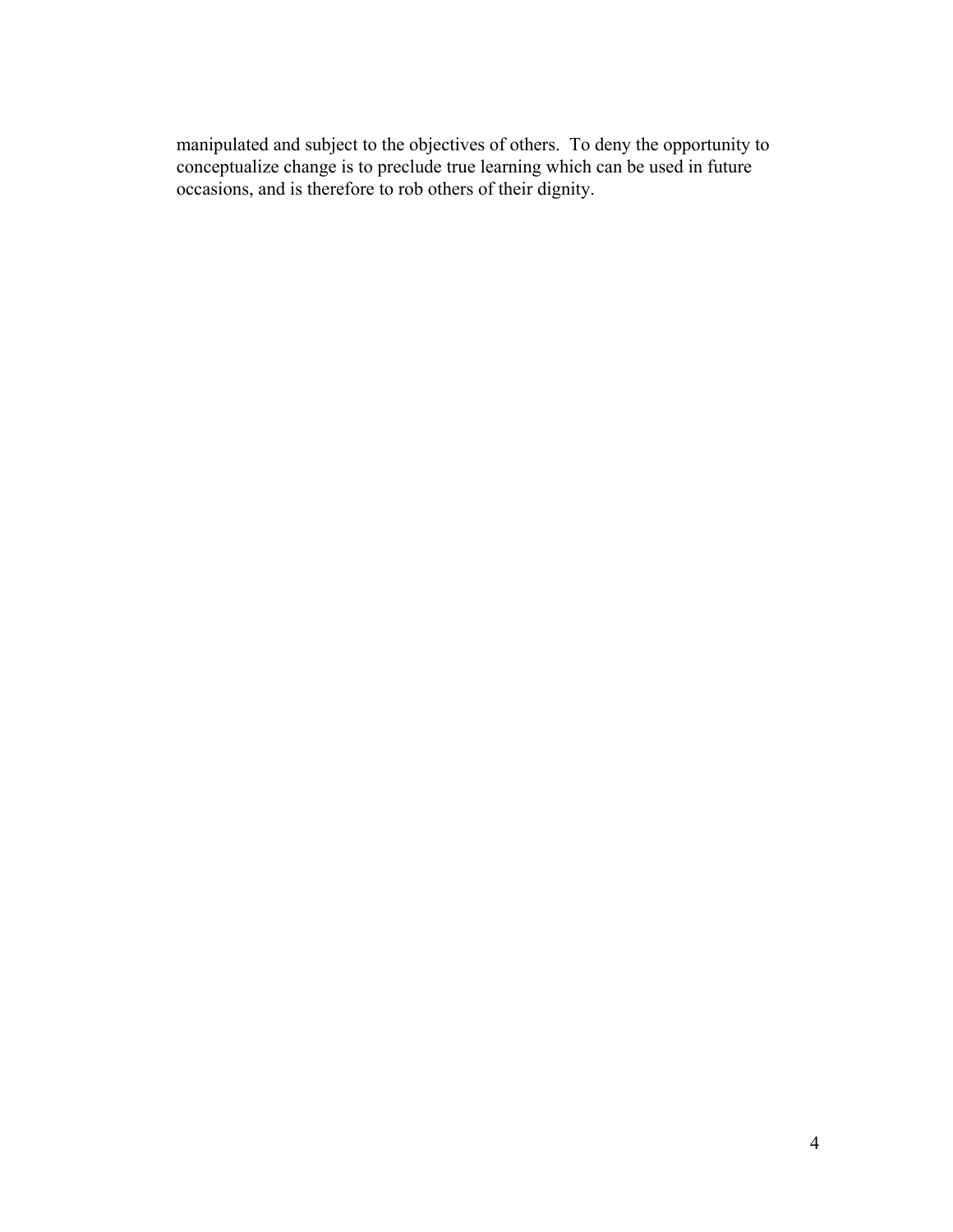manipulated and subject to the objectives of others. To deny the opportunity to conceptualize change is to preclude true learning which can be used in future occasions, and is therefore to rob others of their dignity.